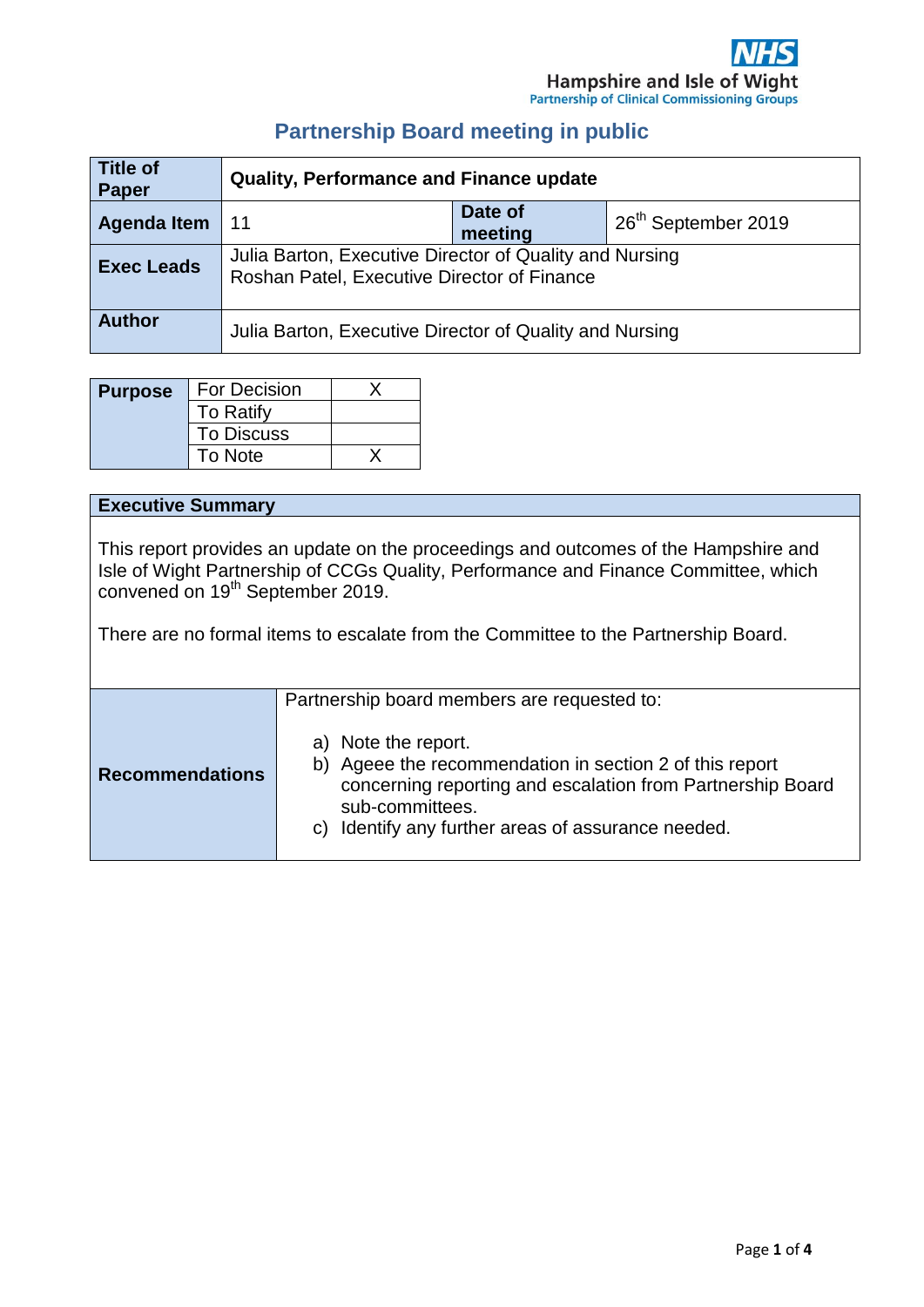Hampshire and Isle of Wight
Partnership of Clinical Commissioning Groups

## Partnership Board meeting in public

| **Title of Paper** | **Quality, Performance and Finance update** | | |
|---|---|---|---|
| **Agenda Item** | 11 | **Date of meeting** | 26th September 2019 |
| **Exec Leads** | Julia Barton, Executive Director of Quality and Nursing<br>Roshan Patel, Executive Director of Finance | | |
| **Author** | Julia Barton, Executive Director of Quality and Nursing | | |

| **Purpose** | | |
|---|---|---|
| | For Decision | X |
| | To Ratify | |
| | To Discuss | |
| | To Note | X |

| **Executive Summary** | |
|---|---|
| This report provides an update on the proceedings and outcomes of the Hampshire and Isle of Wight Partnership of CCGs Quality, Performance and Finance Committee, which convened on 19th September 2019.<br><br>There are no formal items to escalate from the Committee to the Partnership Board. | |
| **Recommendations** | Partnership board members are requested to:<br><br>a) Note the report.<br>b) Ageee the recommendation in section 2 of this report concerning reporting and escalation from Partnership Board sub-committees.<br>c) Identify any further areas of assurance needed. |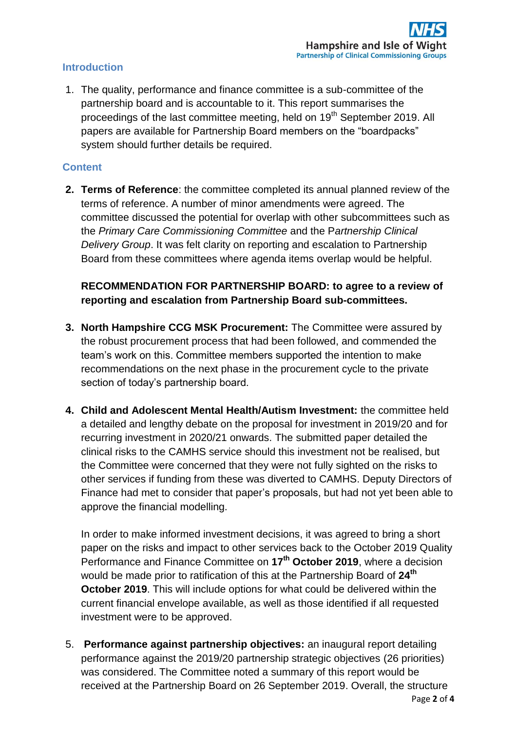## Introduction

1. The quality, performance and finance committee is a sub-committee of the partnership board and is accountable to it. This report summarises the proceedings of the last committee meeting, held on 19th September 2019. All papers are available for Partnership Board members on the "boardpacks" system should further details be required.

## Content

2. **Terms of Reference**: the committee completed its annual planned review of the terms of reference. A number of minor amendments were agreed. The committee discussed the potential for overlap with other subcommittees such as the *Primary Care Commissioning Committee* and the P*artnership Clinical Delivery Group*. It was felt clarity on reporting and escalation to Partnership Board from these committees where agenda items overlap would be helpful.

   **RECOMMENDATION FOR PARTNERSHIP BOARD: to agree to a review of reporting and escalation from Partnership Board sub-committees.**

3. **North Hampshire CCG MSK Procurement:** The Committee were assured by the robust procurement process that had been followed, and commended the team's work on this. Committee members supported the intention to make recommendations on the next phase in the procurement cycle to the private section of today's partnership board.

4. **Child and Adolescent Mental Health/Autism Investment:** the committee held a detailed and lengthy debate on the proposal for investment in 2019/20 and for recurring investment in 2020/21 onwards. The submitted paper detailed the clinical risks to the CAMHS service should this investment not be realised, but the Committee were concerned that they were not fully sighted on the risks to other services if funding from these was diverted to CAMHS. Deputy Directors of Finance had met to consider that paper's proposals, but had not yet been able to approve the financial modelling.

   In order to make informed investment decisions, it was agreed to bring a short paper on the risks and impact to other services back to the October 2019 Quality Performance and Finance Committee on **17th October 2019**, where a decision would be made prior to ratification of this at the Partnership Board of **24th October 2019**. This will include options for what could be delivered within the current financial envelope available, as well as those identified if all requested investment were to be approved.

5. **Performance against partnership objectives:** an inaugural report detailing performance against the 2019/20 partnership strategic objectives (26 priorities) was considered. The Committee noted a summary of this report would be received at the Partnership Board on 26 September 2019. Overall, the structure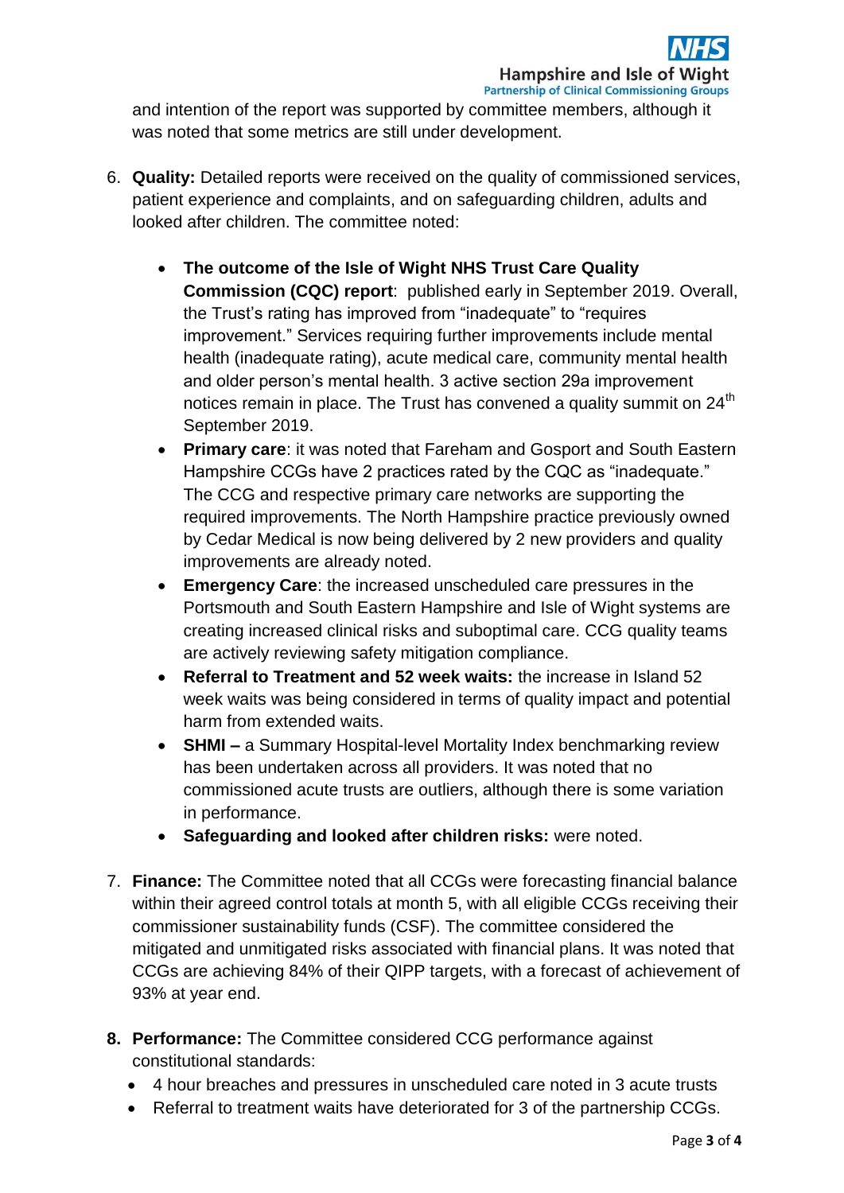and intention of the report was supported by committee members, although it was noted that some metrics are still under development.

6. **Quality:** Detailed reports were received on the quality of commissioned services, patient experience and complaints, and on safeguarding children, adults and looked after children. The committee noted:

    - **The outcome of the Isle of Wight NHS Trust Care Quality Commission (CQC) report**: published early in September 2019. Overall, the Trust's rating has improved from "inadequate" to "requires improvement." Services requiring further improvements include mental health (inadequate rating), acute medical care, community mental health and older person's mental health. 3 active section 29a improvement notices remain in place. The Trust has convened a quality summit on 24th September 2019.
    - **Primary care**: it was noted that Fareham and Gosport and South Eastern Hampshire CCGs have 2 practices rated by the CQC as "inadequate." The CCG and respective primary care networks are supporting the required improvements. The North Hampshire practice previously owned by Cedar Medical is now being delivered by 2 new providers and quality improvements are already noted.
    - **Emergency Care**: the increased unscheduled care pressures in the Portsmouth and South Eastern Hampshire and Isle of Wight systems are creating increased clinical risks and suboptimal care. CCG quality teams are actively reviewing safety mitigation compliance.
    - **Referral to Treatment and 52 week waits:** the increase in Island 52 week waits was being considered in terms of quality impact and potential harm from extended waits.
    - **SHMI –** a Summary Hospital-level Mortality Index benchmarking review has been undertaken across all providers. It was noted that no commissioned acute trusts are outliers, although there is some variation in performance.
    - **Safeguarding and looked after children risks:** were noted.

7. **Finance:** The Committee noted that all CCGs were forecasting financial balance within their agreed control totals at month 5, with all eligible CCGs receiving their commissioner sustainability funds (CSF). The committee considered the mitigated and unmitigated risks associated with financial plans. It was noted that CCGs are achieving 84% of their QIPP targets, with a forecast of achievement of 93% at year end.

8. **Performance:** The Committee considered CCG performance against constitutional standards:
    - 4 hour breaches and pressures in unscheduled care noted in 3 acute trusts
    - Referral to treatment waits have deteriorated for 3 of the partnership CCGs.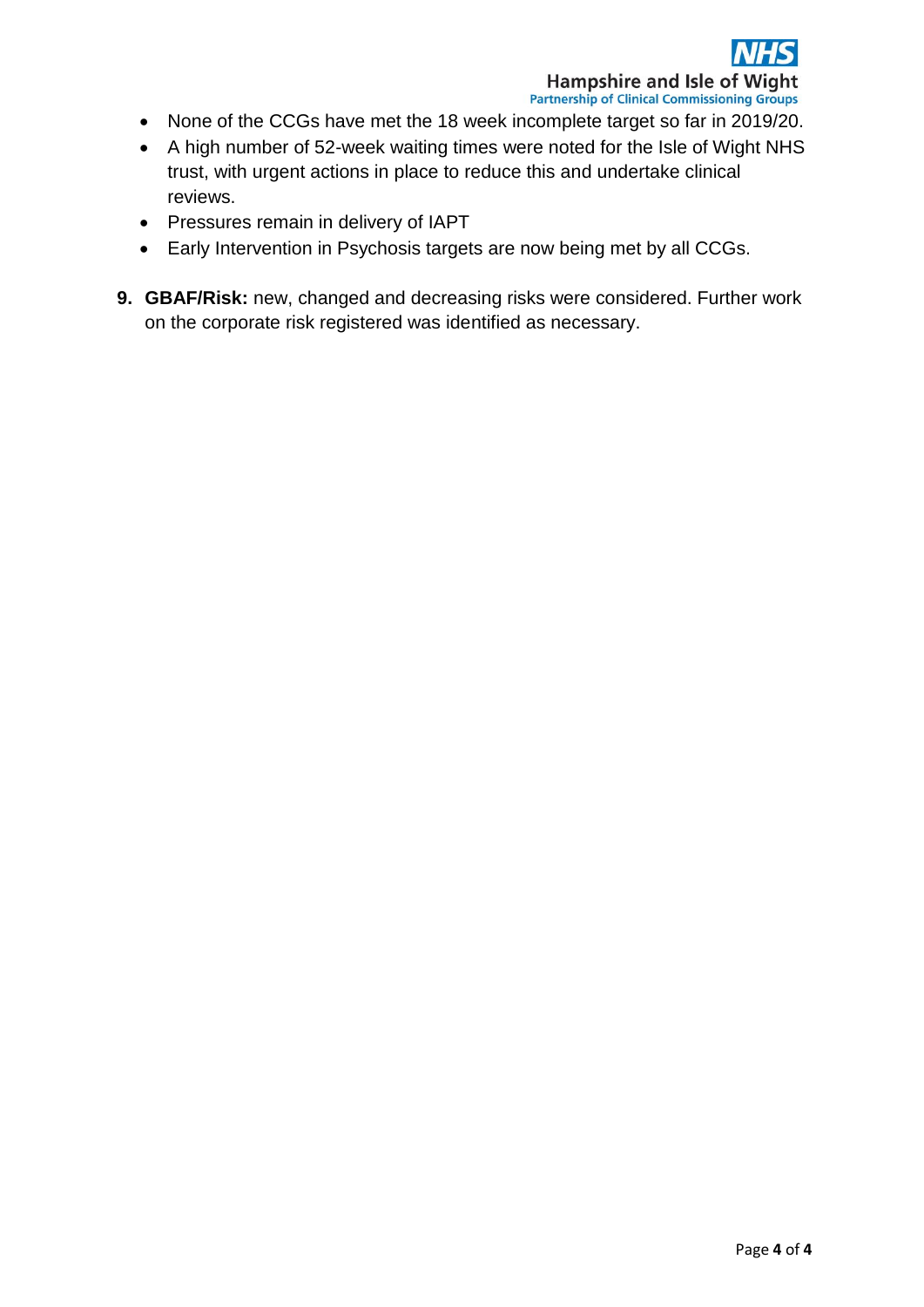- None of the CCGs have met the 18 week incomplete target so far in 2019/20.
- A high number of 52-week waiting times were noted for the Isle of Wight NHS trust, with urgent actions in place to reduce this and undertake clinical reviews.
- Pressures remain in delivery of IAPT
- Early Intervention in Psychosis targets are now being met by all CCGs.

9. **GBAF/Risk:** new, changed and decreasing risks were considered. Further work on the corporate risk registered was identified as necessary.